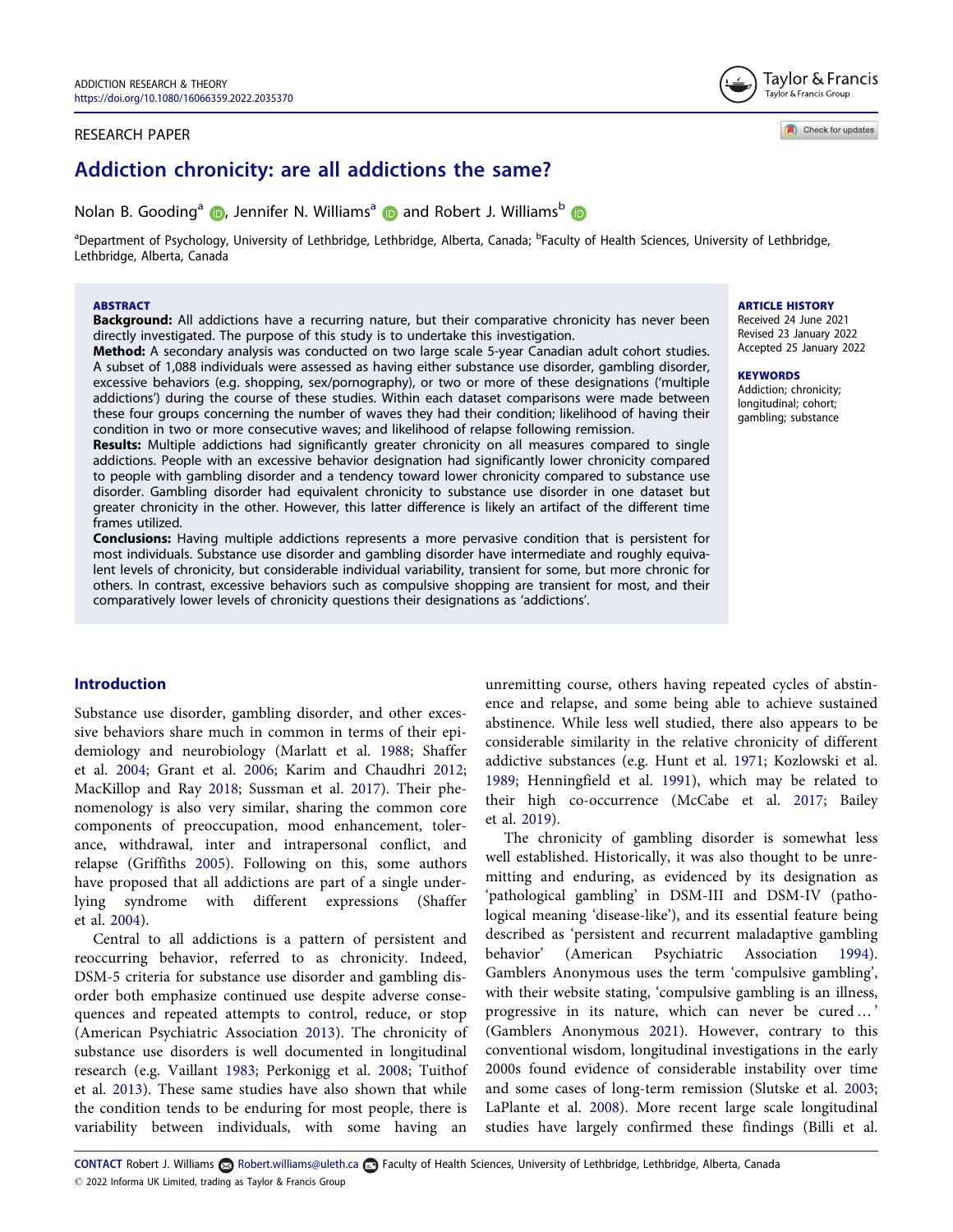RESEARCH PAPER

# Addiction chronicity: are all addictions the same?

Nolan B. Gooding[a], Jennifer N. Williams[a] and Robert J. Williams[b]

[a]Department of Psychology, University of Lethbridge, Lethbridge, Alberta, Canada; [b]Faculty of Health Sciences, University of Lethbridge, Lethbridge, Alberta, Canada

**ABSTRACT**

**Background:** All addictions have a recurring nature, but their comparative chronicity has never been directly investigated. The purpose of this study is to undertake this investigation.

**Method:** A secondary analysis was conducted on two large scale 5-year Canadian adult cohort studies. A subset of 1,088 individuals were assessed as having either substance use disorder, gambling disorder, excessive behaviors (e.g. shopping, sex/pornography), or two or more of these designations ('multiple addictions') during the course of these studies. Within each dataset comparisons were made between these four groups concerning the number of waves they had their condition; likelihood of having their condition in two or more consecutive waves; and likelihood of relapse following remission.

**Results:** Multiple addictions had significantly greater chronicity on all measures compared to single addictions. People with an excessive behavior designation had significantly lower chronicity compared to people with gambling disorder and a tendency toward lower chronicity compared to substance use disorder. Gambling disorder had equivalent chronicity to substance use disorder in one dataset but greater chronicity in the other. However, this latter difference is likely an artifact of the different time frames utilized.

**Conclusions:** Having multiple addictions represents a more pervasive condition that is persistent for most individuals. Substance use disorder and gambling disorder have intermediate and roughly equivalent levels of chronicity, but considerable individual variability, transient for some, but more chronic for others. In contrast, excessive behaviors such as compulsive shopping are transient for most, and their comparatively lower levels of chronicity questions their designations as 'addictions'.

**ARTICLE HISTORY**
Received 24 June 2021
Revised 23 January 2022
Accepted 25 January 2022

**KEYWORDS**
Addiction; chronicity; longitudinal; cohort; gambling; substance

## Introduction

Substance use disorder, gambling disorder, and other excessive behaviors share much in common in terms of their epidemiology and neurobiology (Marlatt et al. 1988; Shaffer et al. 2004; Grant et al. 2006; Karim and Chaudhri 2012; MacKillop and Ray 2018; Sussman et al. 2017). Their phenomenology is also very similar, sharing the common core components of preoccupation, mood enhancement, tolerance, withdrawal, inter and intrapersonal conflict, and relapse (Griffiths 2005). Following on this, some authors have proposed that all addictions are part of a single underlying syndrome with different expressions (Shaffer et al. 2004).

Central to all addictions is a pattern of persistent and reoccurring behavior, referred to as chronicity. Indeed, DSM-5 criteria for substance use disorder and gambling disorder both emphasize continued use despite adverse consequences and repeated attempts to control, reduce, or stop (American Psychiatric Association 2013). The chronicity of substance use disorders is well documented in longitudinal research (e.g. Vaillant 1983; Perkonigg et al. 2008; Tuithof et al. 2013). These same studies have also shown that while the condition tends to be enduring for most people, there is variability between individuals, with some having an unremitting course, others having repeated cycles of abstinence and relapse, and some being able to achieve sustained abstinence. While less well studied, there also appears to be considerable similarity in the relative chronicity of different addictive substances (e.g. Hunt et al. 1971; Kozlowski et al. 1989; Henningfield et al. 1991), which may be related to their high co-occurrence (McCabe et al. 2017; Bailey et al. 2019).

The chronicity of gambling disorder is somewhat less well established. Historically, it was also thought to be unremitting and enduring, as evidenced by its designation as 'pathological gambling' in DSM-III and DSM-IV (pathological meaning 'disease-like'), and its essential feature being described as 'persistent and recurrent maladaptive gambling behavior' (American Psychiatric Association 1994). Gamblers Anonymous uses the term 'compulsive gambling', with their website stating, 'compulsive gambling is an illness, progressive in its nature, which can never be cured…' (Gamblers Anonymous 2021). However, contrary to this conventional wisdom, longitudinal investigations in the early 2000s found evidence of considerable instability over time and some cases of long-term remission (Slutske et al. 2003; LaPlante et al. 2008). More recent large scale longitudinal studies have largely confirmed these findings (Billi et al.

**CONTACT** Robert J. Williams Robert.williams@uleth.ca Faculty of Health Sciences, University of Lethbridge, Lethbridge, Alberta, Canada
© 2022 Informa UK Limited, trading as Taylor & Francis Group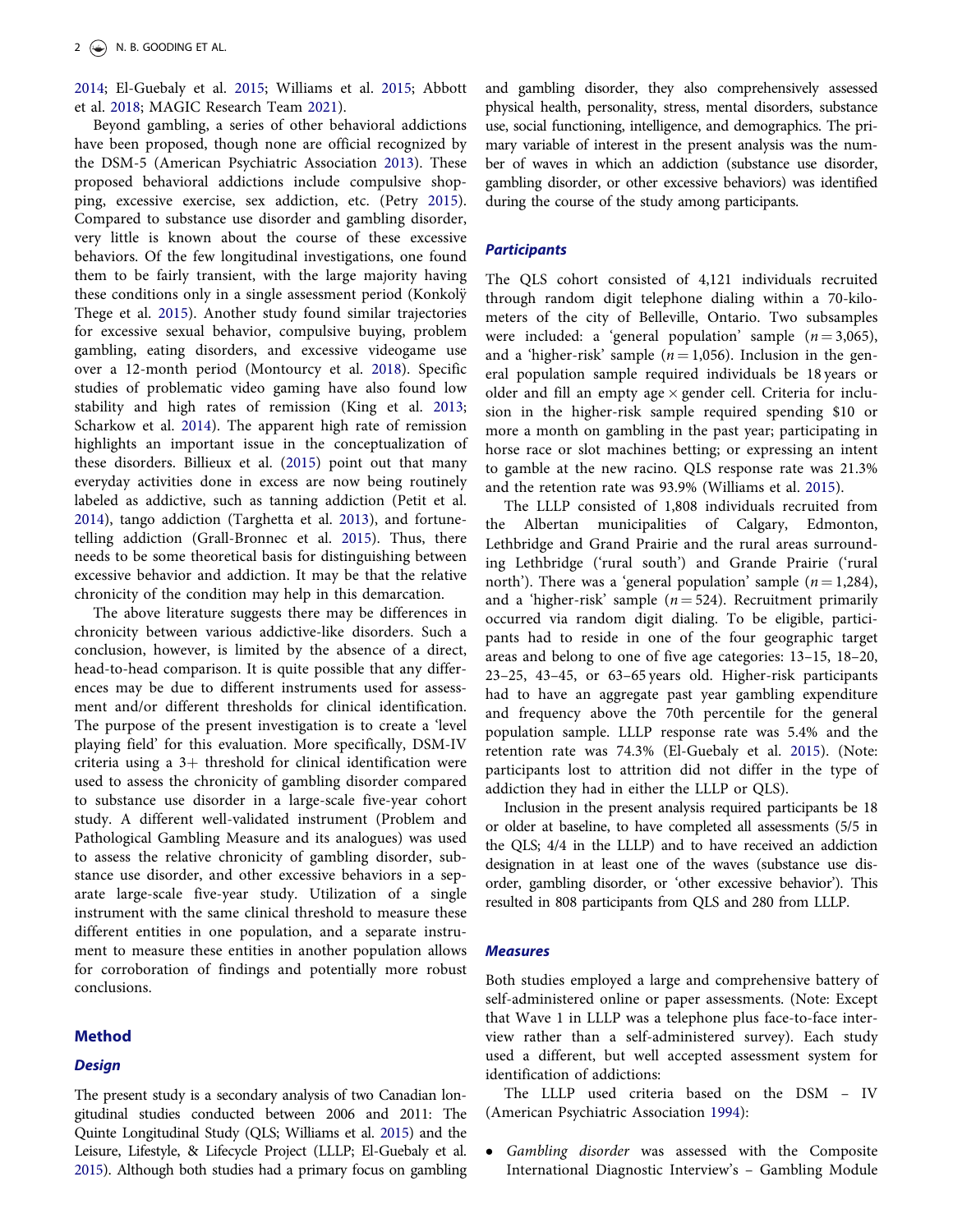2014; El-Guebaly et al. 2015; Williams et al. 2015; Abbott et al. 2018; MAGIC Research Team 2021).

Beyond gambling, a series of other behavioral addictions have been proposed, though none are official recognized by the DSM-5 (American Psychiatric Association 2013). These proposed behavioral addictions include compulsive shopping, excessive exercise, sex addiction, etc. (Petry 2015). Compared to substance use disorder and gambling disorder, very little is known about the course of these excessive behaviors. Of the few longitudinal investigations, one found them to be fairly transient, with the large majority having these conditions only in a single assessment period (Konkolÿ Thege et al. 2015). Another study found similar trajectories for excessive sexual behavior, compulsive buying, problem gambling, eating disorders, and excessive videogame use over a 12-month period (Montourcy et al. 2018). Specific studies of problematic video gaming have also found low stability and high rates of remission (King et al. 2013; Scharkow et al. 2014). The apparent high rate of remission highlights an important issue in the conceptualization of these disorders. Billieux et al. (2015) point out that many everyday activities done in excess are now being routinely labeled as addictive, such as tanning addiction (Petit et al. 2014), tango addiction (Targhetta et al. 2013), and fortune-telling addiction (Grall-Bronnec et al. 2015). Thus, there needs to be some theoretical basis for distinguishing between excessive behavior and addiction. It may be that the relative chronicity of the condition may help in this demarcation.

The above literature suggests there may be differences in chronicity between various addictive-like disorders. Such a conclusion, however, is limited by the absence of a direct, head-to-head comparison. It is quite possible that any differences may be due to different instruments used for assessment and/or different thresholds for clinical identification. The purpose of the present investigation is to create a 'level playing field' for this evaluation. More specifically, DSM-IV criteria using a 3+ threshold for clinical identification were used to assess the chronicity of gambling disorder compared to substance use disorder in a large-scale five-year cohort study. A different well-validated instrument (Problem and Pathological Gambling Measure and its analogues) was used to assess the relative chronicity of gambling disorder, substance use disorder, and other excessive behaviors in a separate large-scale five-year study. Utilization of a single instrument with the same clinical threshold to measure these different entities in one population, and a separate instrument to measure these entities in another population allows for corroboration of findings and potentially more robust conclusions.

## Method

### Design

The present study is a secondary analysis of two Canadian longitudinal studies conducted between 2006 and 2011: The Quinte Longitudinal Study (QLS; Williams et al. 2015) and the Leisure, Lifestyle, & Lifecycle Project (LLLP; El-Guebaly et al. 2015). Although both studies had a primary focus on gambling and gambling disorder, they also comprehensively assessed physical health, personality, stress, mental disorders, substance use, social functioning, intelligence, and demographics. The primary variable of interest in the present analysis was the number of waves in which an addiction (substance use disorder, gambling disorder, or other excessive behaviors) was identified during the course of the study among participants.

### Participants

The QLS cohort consisted of 4,121 individuals recruited through random digit telephone dialing within a 70-kilometers of the city of Belleville, Ontario. Two subsamples were included: a 'general population' sample ($n = 3{,}065$), and a 'higher-risk' sample ($n = 1{,}056$). Inclusion in the general population sample required individuals be 18 years or older and fill an empty age × gender cell. Criteria for inclusion in the higher-risk sample required spending \$10 or more a month on gambling in the past year; participating in horse race or slot machines betting; or expressing an intent to gamble at the new racino. QLS response rate was 21.3% and the retention rate was 93.9% (Williams et al. 2015).

The LLLP consisted of 1,808 individuals recruited from the Albertan municipalities of Calgary, Edmonton, Lethbridge and Grand Prairie and the rural areas surrounding Lethbridge ('rural south') and Grande Prairie ('rural north'). There was a 'general population' sample ($n = 1{,}284$), and a 'higher-risk' sample ($n = 524$). Recruitment primarily occurred via random digit dialing. To be eligible, participants had to reside in one of the four geographic target areas and belong to one of five age categories: 13–15, 18–20, 23–25, 43–45, or 63–65 years old. Higher-risk participants had to have an aggregate past year gambling expenditure and frequency above the 70th percentile for the general population sample. LLLP response rate was 5.4% and the retention rate was 74.3% (El-Guebaly et al. 2015). (Note: participants lost to attrition did not differ in the type of addiction they had in either the LLLP or QLS).

Inclusion in the present analysis required participants be 18 or older at baseline, to have completed all assessments (5/5 in the QLS; 4/4 in the LLLP) and to have received an addiction designation in at least one of the waves (substance use disorder, gambling disorder, or 'other excessive behavior'). This resulted in 808 participants from QLS and 280 from LLLP.

### Measures

Both studies employed a large and comprehensive battery of self-administered online or paper assessments. (Note: Except that Wave 1 in LLLP was a telephone plus face-to-face interview rather than a self-administered survey). Each study used a different, but well accepted assessment system for identification of addictions:

The LLLP used criteria based on the DSM – IV (American Psychiatric Association 1994):

- *Gambling disorder* was assessed with the Composite International Diagnostic Interview's – Gambling Module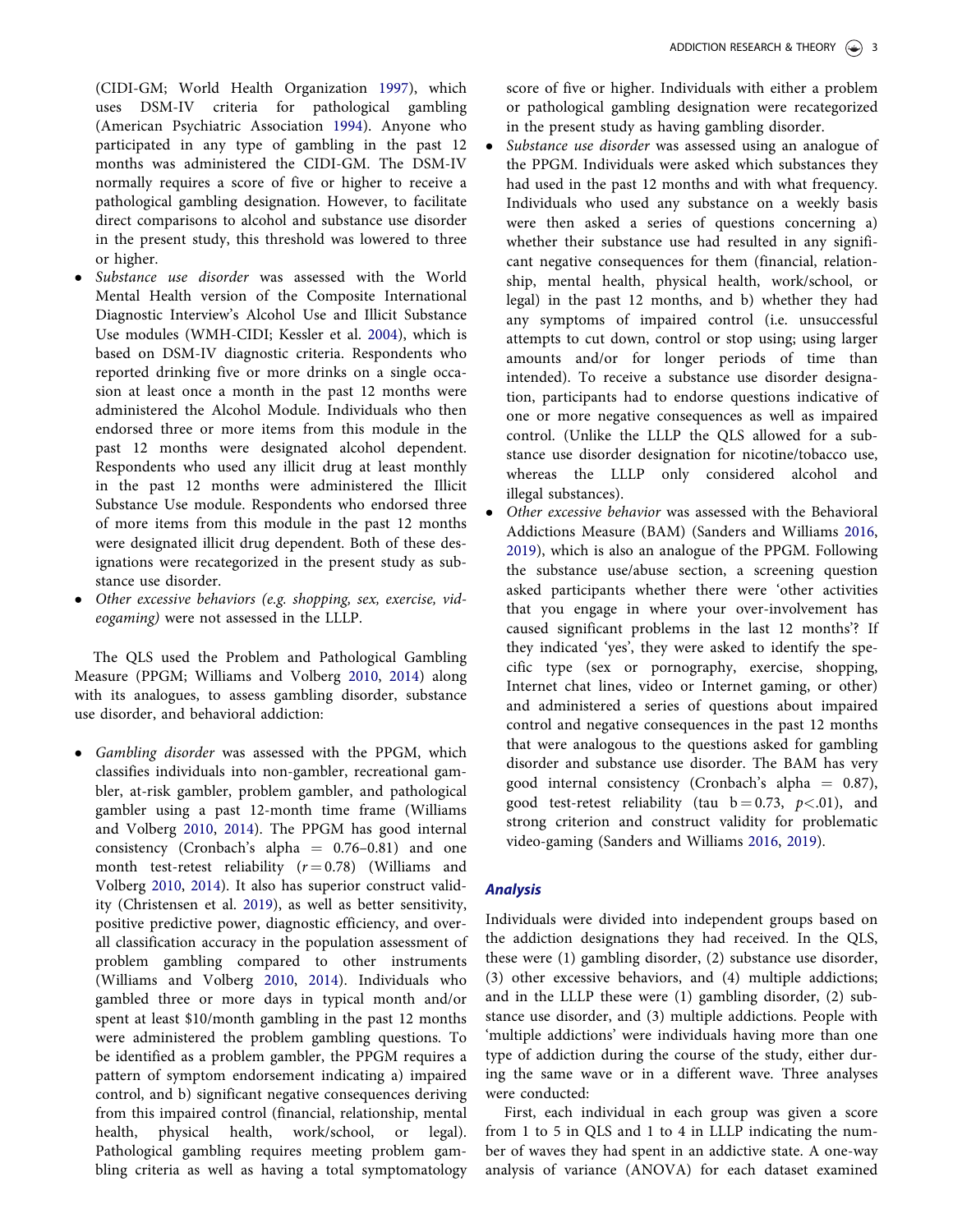(CIDI-GM; World Health Organization 1997), which uses DSM-IV criteria for pathological gambling (American Psychiatric Association 1994). Anyone who participated in any type of gambling in the past 12 months was administered the CIDI-GM. The DSM-IV normally requires a score of five or higher to receive a pathological gambling designation. However, to facilitate direct comparisons to alcohol and substance use disorder in the present study, this threshold was lowered to three or higher.

- *Substance use disorder* was assessed with the World Mental Health version of the Composite International Diagnostic Interview's Alcohol Use and Illicit Substance Use modules (WMH-CIDI; Kessler et al. 2004), which is based on DSM-IV diagnostic criteria. Respondents who reported drinking five or more drinks on a single occasion at least once a month in the past 12 months were administered the Alcohol Module. Individuals who then endorsed three or more items from this module in the past 12 months were designated alcohol dependent. Respondents who used any illicit drug at least monthly in the past 12 months were administered the Illicit Substance Use module. Respondents who endorsed three of more items from this module in the past 12 months were designated illicit drug dependent. Both of these designations were recategorized in the present study as substance use disorder.
- *Other excessive behaviors (e.g. shopping, sex, exercise, videogaming)* were not assessed in the LLLP.

The QLS used the Problem and Pathological Gambling Measure (PPGM; Williams and Volberg 2010, 2014) along with its analogues, to assess gambling disorder, substance use disorder, and behavioral addiction:

- *Gambling disorder* was assessed with the PPGM, which classifies individuals into non-gambler, recreational gambler, at-risk gambler, problem gambler, and pathological gambler using a past 12-month time frame (Williams and Volberg 2010, 2014). The PPGM has good internal consistency (Cronbach's alpha = 0.76–0.81) and one month test-retest reliability ($r = 0.78$) (Williams and Volberg 2010, 2014). It also has superior construct validity (Christensen et al. 2019), as well as better sensitivity, positive predictive power, diagnostic efficiency, and overall classification accuracy in the population assessment of problem gambling compared to other instruments (Williams and Volberg 2010, 2014). Individuals who gambled three or more days in typical month and/or spent at least \$10/month gambling in the past 12 months were administered the problem gambling questions. To be identified as a problem gambler, the PPGM requires a pattern of symptom endorsement indicating a) impaired control, and b) significant negative consequences deriving from this impaired control (financial, relationship, mental health, physical health, work/school, or legal). Pathological gambling requires meeting problem gambling criteria as well as having a total symptomatology score of five or higher. Individuals with either a problem or pathological gambling designation were recategorized in the present study as having gambling disorder.
- *Substance use disorder* was assessed using an analogue of the PPGM. Individuals were asked which substances they had used in the past 12 months and with what frequency. Individuals who used any substance on a weekly basis were then asked a series of questions concerning a) whether their substance use had resulted in any significant negative consequences for them (financial, relationship, physical health, mental health, work/school, or legal) in the past 12 months, and b) whether they had any symptoms of impaired control (i.e. unsuccessful attempts to cut down, control or stop using; using larger amounts and/or for longer periods of time than intended). To receive a substance use disorder designation, participants had to endorse questions indicative of one or more negative consequences as well as impaired control. (Unlike the LLLP the QLS allowed for a substance use disorder designation for nicotine/tobacco use, whereas the LLLP only considered alcohol and illegal substances).
- *Other excessive behavior* was assessed with the Behavioral Addictions Measure (BAM) (Sanders and Williams 2016, 2019), which is also an analogue of the PPGM. Following the substance use/abuse section, a screening question asked participants whether there were 'other activities that you engage in where your over-involvement has caused significant problems in the last 12 months'? If they indicated 'yes', they were asked to identify the specific type (sex or pornography, exercise, shopping, Internet chat lines, video or Internet gaming, or other) and administered a series of questions about impaired control and negative consequences in the past 12 months that were analogous to the questions asked for gambling disorder and substance use disorder. The BAM has very good internal consistency (Cronbach's alpha = 0.87), good test-retest reliability (tau b = 0.73, $p < .01$), and strong criterion and construct validity for problematic video-gaming (Sanders and Williams 2016, 2019).

### *Analysis*

Individuals were divided into independent groups based on the addiction designations they had received. In the QLS, these were (1) gambling disorder, (2) substance use disorder, (3) other excessive behaviors, and (4) multiple addictions; and in the LLLP these were (1) gambling disorder, (2) substance use disorder, and (3) multiple addictions. People with 'multiple addictions' were individuals having more than one type of addiction during the course of the study, either during the same wave or in a different wave. Three analyses were conducted:

First, each individual in each group was given a score from 1 to 5 in QLS and 1 to 4 in LLLP indicating the number of waves they had spent in an addictive state. A one-way analysis of variance (ANOVA) for each dataset examined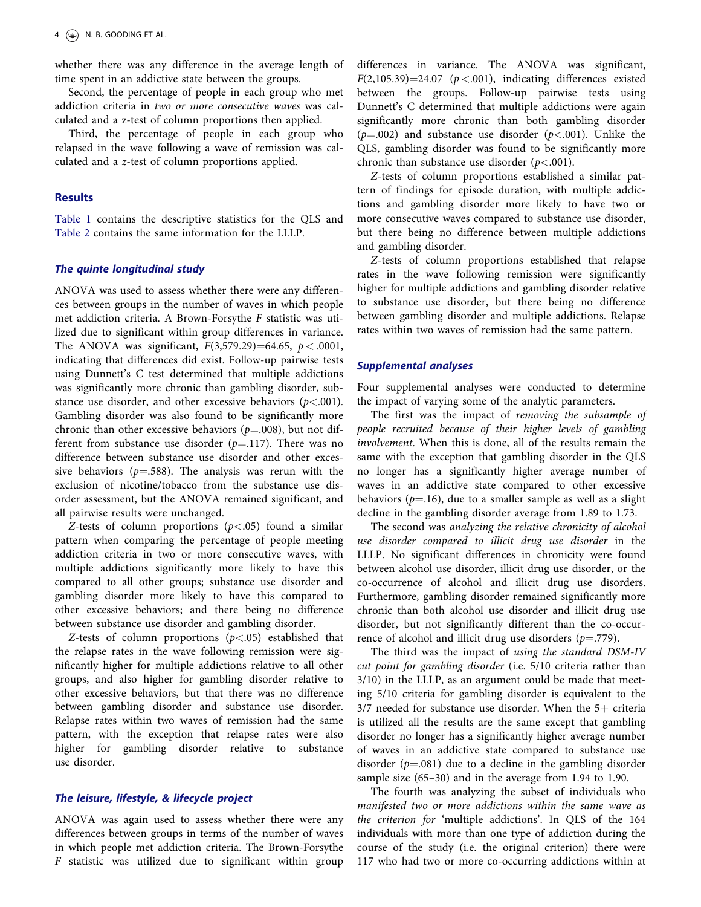whether there was any difference in the average length of time spent in an addictive state between the groups.

Second, the percentage of people in each group who met addiction criteria in *two or more consecutive waves* was calculated and a z-test of column proportions then applied.

Third, the percentage of people in each group who relapsed in the wave following a wave of remission was calculated and a *z*-test of column proportions applied.

## Results

Table 1 contains the descriptive statistics for the QLS and Table 2 contains the same information for the LLLP.

### *The quinte longitudinal study*

ANOVA was used to assess whether there were any differences between groups in the number of waves in which people met addiction criteria. A Brown-Forsythe *F* statistic was utilized due to significant within group differences in variance. The ANOVA was significant, $F(3,579.29)=64.65$, $p<.0001$, indicating that differences did exist. Follow-up pairwise tests using Dunnett's C test determined that multiple addictions was significantly more chronic than gambling disorder, substance use disorder, and other excessive behaviors ($p<.001$). Gambling disorder was also found to be significantly more chronic than other excessive behaviors ($p=.008$), but not different from substance use disorder ($p=.117$). There was no difference between substance use disorder and other excessive behaviors ($p=.588$). The analysis was rerun with the exclusion of nicotine/tobacco from the substance use disorder assessment, but the ANOVA remained significant, and all pairwise results were unchanged.

*Z*-tests of column proportions ($p<.05$) found a similar pattern when comparing the percentage of people meeting addiction criteria in two or more consecutive waves, with multiple addictions significantly more likely to have this compared to all other groups; substance use disorder and gambling disorder more likely to have this compared to other excessive behaviors; and there being no difference between substance use disorder and gambling disorder.

*Z*-tests of column proportions ($p<.05$) established that the relapse rates in the wave following remission were significantly higher for multiple addictions relative to all other groups, and also higher for gambling disorder relative to other excessive behaviors, but that there was no difference between gambling disorder and substance use disorder. Relapse rates within two waves of remission had the same pattern, with the exception that relapse rates were also higher for gambling disorder relative to substance use disorder.

### *The leisure, lifestyle, & lifecycle project*

ANOVA was again used to assess whether there were any differences between groups in terms of the number of waves in which people met addiction criteria. The Brown-Forsythe *F* statistic was utilized due to significant within group differences in variance. The ANOVA was significant, $F(2,105.39)=24.07$ ($p<.001$), indicating differences existed between the groups. Follow-up pairwise tests using Dunnett's C determined that multiple addictions were again significantly more chronic than both gambling disorder ($p=.002$) and substance use disorder ($p<.001$). Unlike the QLS, gambling disorder was found to be significantly more chronic than substance use disorder ($p<.001$).

*Z*-tests of column proportions established a similar pattern of findings for episode duration, with multiple addictions and gambling disorder more likely to have two or more consecutive waves compared to substance use disorder, but there being no difference between multiple addictions and gambling disorder.

*Z*-tests of column proportions established that relapse rates in the wave following remission were significantly higher for multiple addictions and gambling disorder relative to substance use disorder, but there being no difference between gambling disorder and multiple addictions. Relapse rates within two waves of remission had the same pattern.

### *Supplemental analyses*

Four supplemental analyses were conducted to determine the impact of varying some of the analytic parameters.

The first was the impact of *removing the subsample of people recruited because of their higher levels of gambling involvement*. When this is done, all of the results remain the same with the exception that gambling disorder in the QLS no longer has a significantly higher average number of waves in an addictive state compared to other excessive behaviors ($p=.16$), due to a smaller sample as well as a slight decline in the gambling disorder average from 1.89 to 1.73.

The second was *analyzing the relative chronicity of alcohol use disorder compared to illicit drug use disorder* in the LLLP. No significant differences in chronicity were found between alcohol use disorder, illicit drug use disorder, or the co-occurrence of alcohol and illicit drug use disorders. Furthermore, gambling disorder remained significantly more chronic than both alcohol use disorder and illicit drug use disorder, but not significantly different than the co-occurrence of alcohol and illicit drug use disorders ($p=.779$).

The third was the impact of *using the standard DSM-IV cut point for gambling disorder* (i.e. 5/10 criteria rather than 3/10) in the LLLP, as an argument could be made that meeting 5/10 criteria for gambling disorder is equivalent to the 3/7 needed for substance use disorder. When the 5+ criteria is utilized all the results are the same except that gambling disorder no longer has a significantly higher average number of waves in an addictive state compared to substance use disorder ($p=.081$) due to a decline in the gambling disorder sample size (65–30) and in the average from 1.94 to 1.90.

The fourth was analyzing the subset of individuals who *manifested two or more addictions within the same wave as the criterion for* 'multiple addictions'. In QLS of the 164 individuals with more than one type of addiction during the course of the study (i.e. the original criterion) there were 117 who had two or more co-occurring addictions within at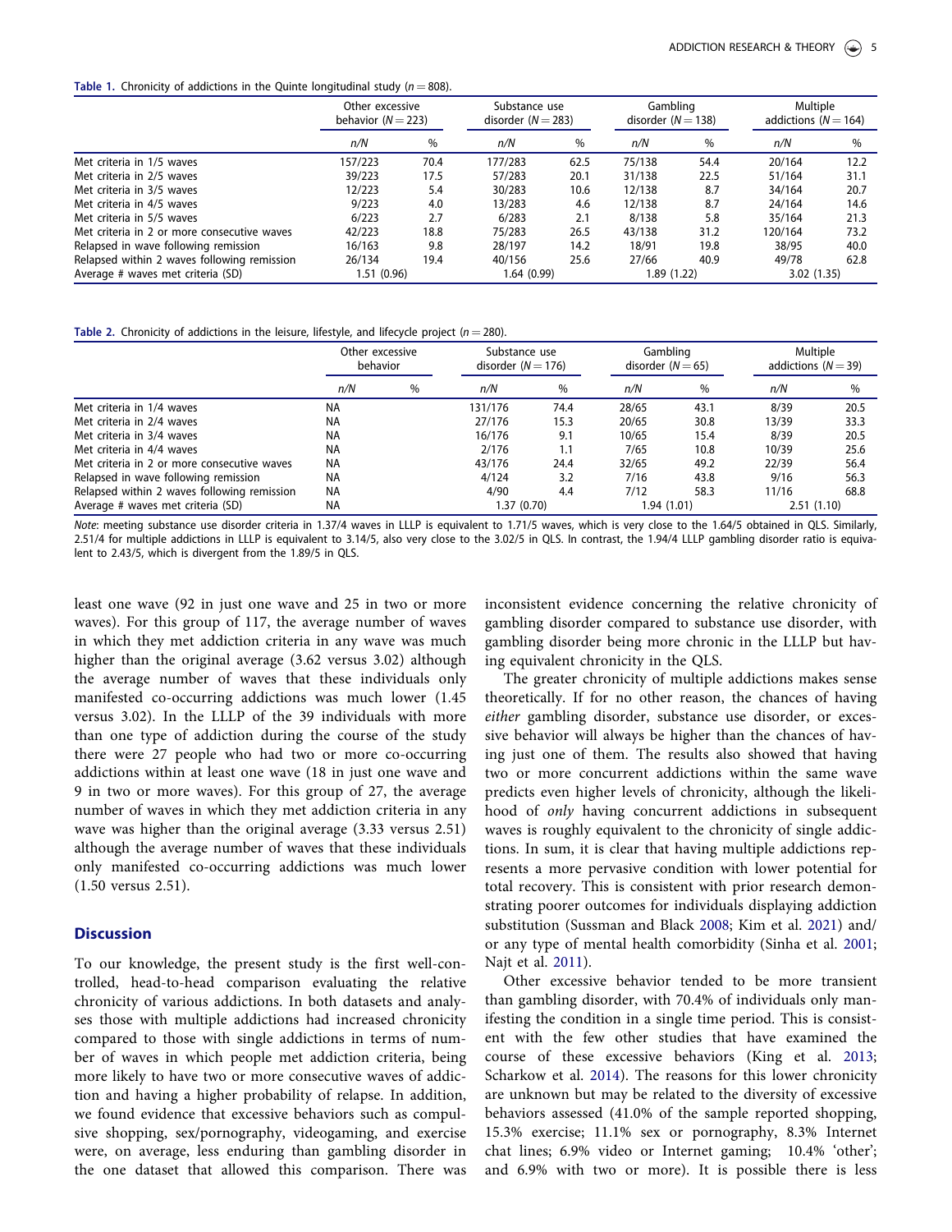**Table 1.** Chronicity of addictions in the Quinte longitudinal study ($n = 808$).

| | Other excessive behavior ($N = 223$) | | Substance use disorder ($N = 283$) | | Gambling disorder ($N = 138$) | | Multiple addictions ($N = 164$) | |
|---|---|---|---|---|---|---|---|---|
| | n/N | % | n/N | % | n/N | % | n/N | % |
| Met criteria in 1/5 waves | 157/223 | 70.4 | 177/283 | 62.5 | 75/138 | 54.4 | 20/164 | 12.2 |
| Met criteria in 2/5 waves | 39/223 | 17.5 | 57/283 | 20.1 | 31/138 | 22.5 | 51/164 | 31.1 |
| Met criteria in 3/5 waves | 12/223 | 5.4 | 30/283 | 10.6 | 12/138 | 8.7 | 34/164 | 20.7 |
| Met criteria in 4/5 waves | 9/223 | 4.0 | 13/283 | 4.6 | 12/138 | 8.7 | 24/164 | 14.6 |
| Met criteria in 5/5 waves | 6/223 | 2.7 | 6/283 | 2.1 | 8/138 | 5.8 | 35/164 | 21.3 |
| Met criteria in 2 or more consecutive waves | 42/223 | 18.8 | 75/283 | 26.5 | 43/138 | 31.2 | 120/164 | 73.2 |
| Relapsed in wave following remission | 16/163 | 9.8 | 28/197 | 14.2 | 18/91 | 19.8 | 38/95 | 40.0 |
| Relapsed within 2 waves following remission | 26/134 | 19.4 | 40/156 | 25.6 | 27/66 | 40.9 | 49/78 | 62.8 |
| Average # waves met criteria (SD) | 1.51 (0.96) | | 1.64 (0.99) | | 1.89 (1.22) | | 3.02 (1.35) | |

**Table 2.** Chronicity of addictions in the leisure, lifestyle, and lifecycle project ($n = 280$).

| | Other excessive behavior | | Substance use disorder ($N = 176$) | | Gambling disorder ($N = 65$) | | Multiple addictions ($N = 39$) | |
|---|---|---|---|---|---|---|---|---|
| | n/N | % | n/N | % | n/N | % | n/N | % |
| Met criteria in 1/4 waves | NA | | 131/176 | 74.4 | 28/65 | 43.1 | 8/39 | 20.5 |
| Met criteria in 2/4 waves | NA | | 27/176 | 15.3 | 20/65 | 30.8 | 13/39 | 33.3 |
| Met criteria in 3/4 waves | NA | | 16/176 | 9.1 | 10/65 | 15.4 | 8/39 | 20.5 |
| Met criteria in 4/4 waves | NA | | 2/176 | 1.1 | 7/65 | 10.8 | 10/39 | 25.6 |
| Met criteria in 2 or more consecutive waves | NA | | 43/176 | 24.4 | 32/65 | 49.2 | 22/39 | 56.4 |
| Relapsed in wave following remission | NA | | 4/124 | 3.2 | 7/16 | 43.8 | 9/16 | 56.3 |
| Relapsed within 2 waves following remission | NA | | 4/90 | 4.4 | 7/12 | 58.3 | 11/16 | 68.8 |
| Average # waves met criteria (SD) | NA | | 1.37 (0.70) | | 1.94 (1.01) | | 2.51 (1.10) | |

*Note*: meeting substance use disorder criteria in 1.37/4 waves in LLLP is equivalent to 1.71/5 waves, which is very close to the 1.64/5 obtained in QLS. Similarly, 2.51/4 for multiple addictions in LLLP is equivalent to 3.14/5, also very close to the 3.02/5 in QLS. In contrast, the 1.94/4 LLLP gambling disorder ratio is equivalent to 2.43/5, which is divergent from the 1.89/5 in QLS.

least one wave (92 in just one wave and 25 in two or more waves). For this group of 117, the average number of waves in which they met addiction criteria in any wave was much higher than the original average (3.62 versus 3.02) although the average number of waves that these individuals only manifested co-occurring addictions was much lower (1.45 versus 3.02). In the LLLP of the 39 individuals with more than one type of addiction during the course of the study there were 27 people who had two or more co-occurring addictions within at least one wave (18 in just one wave and 9 in two or more waves). For this group of 27, the average number of waves in which they met addiction criteria in any wave was higher than the original average (3.33 versus 2.51) although the average number of waves that these individuals only manifested co-occurring addictions was much lower (1.50 versus 2.51).

## Discussion

To our knowledge, the present study is the first well-controlled, head-to-head comparison evaluating the relative chronicity of various addictions. In both datasets and analyses those with multiple addictions had increased chronicity compared to those with single addictions in terms of number of waves in which people met addiction criteria, being more likely to have two or more consecutive waves of addiction and having a higher probability of relapse. In addition, we found evidence that excessive behaviors such as compulsive shopping, sex/pornography, videogaming, and exercise were, on average, less enduring than gambling disorder in the one dataset that allowed this comparison. There was inconsistent evidence concerning the relative chronicity of gambling disorder compared to substance use disorder, with gambling disorder being more chronic in the LLLP but having equivalent chronicity in the QLS.

The greater chronicity of multiple addictions makes sense theoretically. If for no other reason, the chances of having *either* gambling disorder, substance use disorder, or excessive behavior will always be higher than the chances of having just one of them. The results also showed that having two or more concurrent addictions within the same wave predicts even higher levels of chronicity, although the likelihood of *only* having concurrent addictions in subsequent waves is roughly equivalent to the chronicity of single addictions. In sum, it is clear that having multiple addictions represents a more pervasive condition with lower potential for total recovery. This is consistent with prior research demonstrating poorer outcomes for individuals displaying addiction substitution (Sussman and Black 2008; Kim et al. 2021) and/or any type of mental health comorbidity (Sinha et al. 2001; Najt et al. 2011).

Other excessive behavior tended to be more transient than gambling disorder, with 70.4% of individuals only manifesting the condition in a single time period. This is consistent with the few other studies that have examined the course of these excessive behaviors (King et al. 2013; Scharkow et al. 2014). The reasons for this lower chronicity are unknown but may be related to the diversity of excessive behaviors assessed (41.0% of the sample reported shopping, 15.3% exercise; 11.1% sex or pornography, 8.3% Internet chat lines; 6.9% video or Internet gaming; 10.4% 'other'; and 6.9% with two or more). It is possible there is less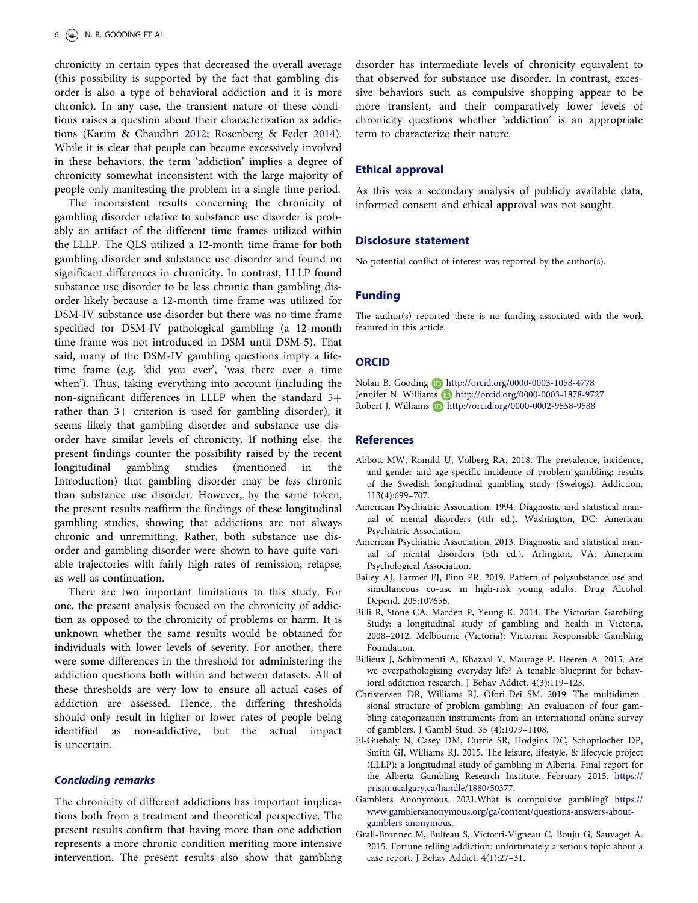chronicity in certain types that decreased the overall average (this possibility is supported by the fact that gambling disorder is also a type of behavioral addiction and it is more chronic). In any case, the transient nature of these conditions raises a question about their characterization as addictions (Karim & Chaudhri 2012; Rosenberg & Feder 2014). While it is clear that people can become excessively involved in these behaviors, the term 'addiction' implies a degree of chronicity somewhat inconsistent with the large majority of people only manifesting the problem in a single time period.

The inconsistent results concerning the chronicity of gambling disorder relative to substance use disorder is probably an artifact of the different time frames utilized within the LLLP. The QLS utilized a 12-month time frame for both gambling disorder and substance use disorder and found no significant differences in chronicity. In contrast, LLLP found substance use disorder to be less chronic than gambling disorder likely because a 12-month time frame was utilized for DSM-IV substance use disorder but there was no time frame specified for DSM-IV pathological gambling (a 12-month time frame was not introduced in DSM until DSM-5). That said, many of the DSM-IV gambling questions imply a lifetime frame (e.g. 'did you ever', 'was there ever a time when'). Thus, taking everything into account (including the non-significant differences in LLLP when the standard 5+ rather than 3+ criterion is used for gambling disorder), it seems likely that gambling disorder and substance use disorder have similar levels of chronicity. If nothing else, the present findings counter the possibility raised by the recent longitudinal gambling studies (mentioned in the Introduction) that gambling disorder may be *less* chronic than substance use disorder. However, by the same token, the present results reaffirm the findings of these longitudinal gambling studies, showing that addictions are not always chronic and unremitting. Rather, both substance use disorder and gambling disorder were shown to have quite variable trajectories with fairly high rates of remission, relapse, as well as continuation.

There are two important limitations to this study. For one, the present analysis focused on the chronicity of addiction as opposed to the chronicity of problems or harm. It is unknown whether the same results would be obtained for individuals with lower levels of severity. For another, there were some differences in the threshold for administering the addiction questions both within and between datasets. All of these thresholds are very low to ensure all actual cases of addiction are assessed. Hence, the differing thresholds should only result in higher or lower rates of people being identified as non-addictive, but the actual impact is uncertain.

### *Concluding remarks*

The chronicity of different addictions has important implications both from a treatment and theoretical perspective. The present results confirm that having more than one addiction represents a more chronic condition meriting more intensive intervention. The present results also show that gambling disorder has intermediate levels of chronicity equivalent to that observed for substance use disorder. In contrast, excessive behaviors such as compulsive shopping appear to be more transient, and their comparatively lower levels of chronicity questions whether 'addiction' is an appropriate term to characterize their nature.

## Ethical approval

As this was a secondary analysis of publicly available data, informed consent and ethical approval was not sought.

## Disclosure statement

No potential conflict of interest was reported by the author(s).

## Funding

The author(s) reported there is no funding associated with the work featured in this article.

## ORCID

Nolan B. Gooding http://orcid.org/0000-0003-1058-4778
Jennifer N. Williams http://orcid.org/0000-0003-1878-9727
Robert J. Williams http://orcid.org/0000-0002-9558-9588

## References

Abbott MW, Romild U, Volberg RA. 2018. The prevalence, incidence, and gender and age-specific incidence of problem gambling: results of the Swedish longitudinal gambling study (Swelogs). Addiction. 113(4):699–707.

American Psychiatric Association. 1994. Diagnostic and statistical manual of mental disorders (4th ed.). Washington, DC: American Psychiatric Association.

American Psychiatric Association. 2013. Diagnostic and statistical manual of mental disorders (5th ed.). Arlington, VA: American Psychological Association.

Bailey AJ, Farmer EJ, Finn PR. 2019. Pattern of polysubstance use and simultaneous co-use in high-risk young adults. Drug Alcohol Depend. 205:107656.

Billi R, Stone CA, Marden P, Yeung K. 2014. The Victorian Gambling Study: a longitudinal study of gambling and health in Victoria, 2008–2012. Melbourne (Victoria): Victorian Responsible Gambling Foundation.

Billieux J, Schimmenti A, Khazaal Y, Maurage P, Heeren A. 2015. Are we overpathologizing everyday life? A tenable blueprint for behavioral addiction research. J Behav Addict. 4(3):119–123.

Christensen DR, Williams RJ, Ofori-Dei SM. 2019. The multidimensional structure of problem gambling: An evaluation of four gambling categorization instruments from an international online survey of gamblers. J Gambl Stud. 35 (4):1079–1108.

El-Guebaly N, Casey DM, Currie SR, Hodgins DC, Schopflocher DP, Smith GJ, Williams RJ. 2015. The leisure, lifestyle, & lifecycle project (LLLP): a longitudinal study of gambling in Alberta. Final report for the Alberta Gambling Research Institute. February 2015. https://prism.ucalgary.ca/handle/1880/50377.

Gamblers Anonymous. 2021.What is compulsive gambling? https://www.gamblersanonymous.org/ga/content/questions-answers-about-gamblers-anonymous.

Grall-Bronnec M, Bulteau S, Victorri-Vigneau C, Bouju G, Sauvaget A. 2015. Fortune telling addiction: unfortunately a serious topic about a case report. J Behav Addict. 4(1):27–31.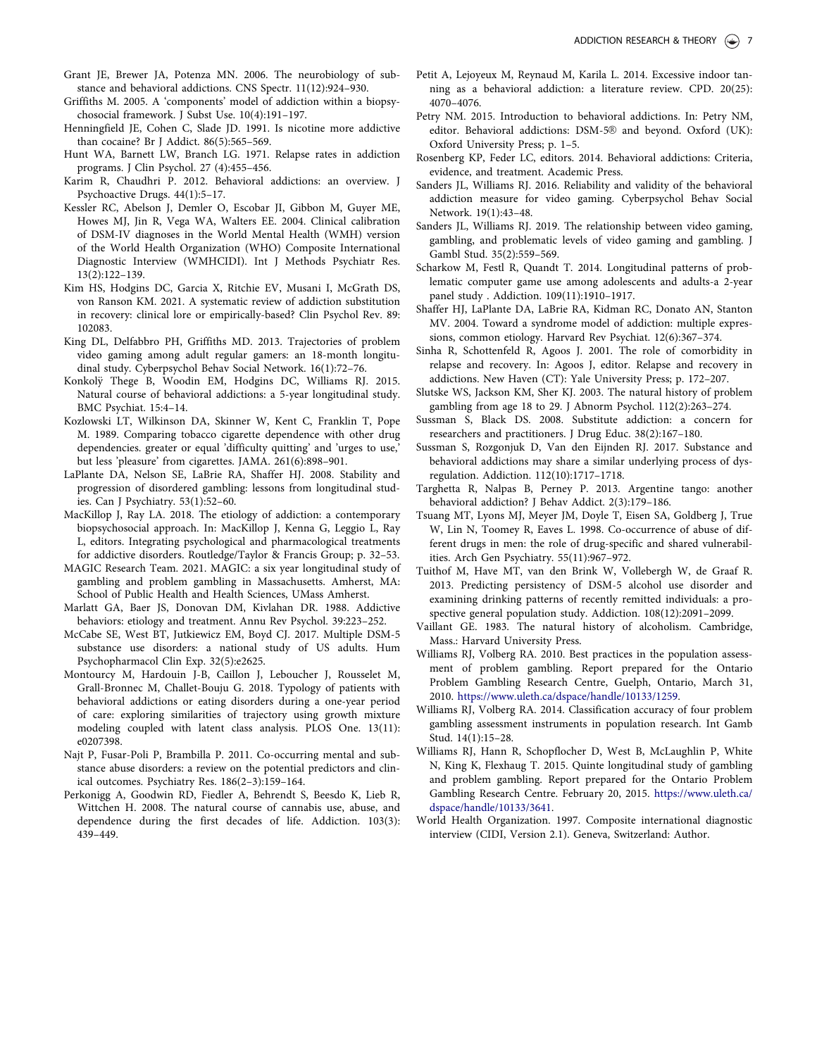Grant JE, Brewer JA, Potenza MN. 2006. The neurobiology of substance and behavioral addictions. CNS Spectr. 11(12):924–930.

Griffiths M. 2005. A 'components' model of addiction within a biopsychosocial framework. J Subst Use. 10(4):191–197.

Henningfield JE, Cohen C, Slade JD. 1991. Is nicotine more addictive than cocaine? Br J Addict. 86(5):565–569.

Hunt WA, Barnett LW, Branch LG. 1971. Relapse rates in addiction programs. J Clin Psychol. 27 (4):455–456.

Karim R, Chaudhri P. 2012. Behavioral addictions: an overview. J Psychoactive Drugs. 44(1):5–17.

Kessler RC, Abelson J, Demler O, Escobar JI, Gibbon M, Guyer ME, Howes MJ, Jin R, Vega WA, Walters EE. 2004. Clinical calibration of DSM-IV diagnoses in the World Mental Health (WMH) version of the World Health Organization (WHO) Composite International Diagnostic Interview (WMHCIDI). Int J Methods Psychiatr Res. 13(2):122–139.

Kim HS, Hodgins DC, Garcia X, Ritchie EV, Musani I, McGrath DS, von Ranson KM. 2021. A systematic review of addiction substitution in recovery: clinical lore or empirically-based? Clin Psychol Rev. 89: 102083.

King DL, Delfabbro PH, Griffiths MD. 2013. Trajectories of problem video gaming among adult regular gamers: an 18-month longitudinal study. Cyberpsychol Behav Social Network. 16(1):72–76.

Konkolÿ Thege B, Woodin EM, Hodgins DC, Williams RJ. 2015. Natural course of behavioral addictions: a 5-year longitudinal study. BMC Psychiat. 15:4–14.

Kozlowski LT, Wilkinson DA, Skinner W, Kent C, Franklin T, Pope M. 1989. Comparing tobacco cigarette dependence with other drug dependencies. greater or equal 'difficulty quitting' and 'urges to use,' but less 'pleasure' from cigarettes. JAMA. 261(6):898–901.

LaPlante DA, Nelson SE, LaBrie RA, Shaffer HJ. 2008. Stability and progression of disordered gambling: lessons from longitudinal studies. Can J Psychiatry. 53(1):52–60.

MacKillop J, Ray LA. 2018. The etiology of addiction: a contemporary biopsychosocial approach. In: MacKillop J, Kenna G, Leggio L, Ray L, editors. Integrating psychological and pharmacological treatments for addictive disorders. Routledge/Taylor & Francis Group; p. 32–53.

MAGIC Research Team. 2021. MAGIC: a six year longitudinal study of gambling and problem gambling in Massachusetts. Amherst, MA: School of Public Health and Health Sciences, UMass Amherst.

Marlatt GA, Baer JS, Donovan DM, Kivlahan DR. 1988. Addictive behaviors: etiology and treatment. Annu Rev Psychol. 39:223–252.

McCabe SE, West BT, Jutkiewicz EM, Boyd CJ. 2017. Multiple DSM-5 substance use disorders: a national study of US adults. Hum Psychopharmacol Clin Exp. 32(5):e2625.

Montourcy M, Hardouin J-B, Caillon J, Leboucher J, Rousselet M, Grall-Bronnec M, Challet-Bouju G. 2018. Typology of patients with behavioral addictions or eating disorders during a one-year period of care: exploring similarities of trajectory using growth mixture modeling coupled with latent class analysis. PLOS One. 13(11): e0207398.

Najt P, Fusar-Poli P, Brambilla P. 2011. Co-occurring mental and substance abuse disorders: a review on the potential predictors and clinical outcomes. Psychiatry Res. 186(2–3):159–164.

Perkonigg A, Goodwin RD, Fiedler A, Behrendt S, Beesdo K, Lieb R, Wittchen H. 2008. The natural course of cannabis use, abuse, and dependence during the first decades of life. Addiction. 103(3): 439–449.

Petit A, Lejoyeux M, Reynaud M, Karila L. 2014. Excessive indoor tanning as a behavioral addiction: a literature review. CPD. 20(25): 4070–4076.

Petry NM. 2015. Introduction to behavioral addictions. In: Petry NM, editor. Behavioral addictions: DSM-5® and beyond. Oxford (UK): Oxford University Press; p. 1–5.

Rosenberg KP, Feder LC, editors. 2014. Behavioral addictions: Criteria, evidence, and treatment. Academic Press.

Sanders JL, Williams RJ. 2016. Reliability and validity of the behavioral addiction measure for video gaming. Cyberpsychol Behav Social Network. 19(1):43–48.

Sanders JL, Williams RJ. 2019. The relationship between video gaming, gambling, and problematic levels of video gaming and gambling. J Gambl Stud. 35(2):559–569.

Scharkow M, Festl R, Quandt T. 2014. Longitudinal patterns of problematic computer game use among adolescents and adults-a 2-year panel study . Addiction. 109(11):1910–1917.

Shaffer HJ, LaPlante DA, LaBrie RA, Kidman RC, Donato AN, Stanton MV. 2004. Toward a syndrome model of addiction: multiple expressions, common etiology. Harvard Rev Psychiat. 12(6):367–374.

Sinha R, Schottenfeld R, Agoos J. 2001. The role of comorbidity in relapse and recovery. In: Agoos J, editor. Relapse and recovery in addictions. New Haven (CT): Yale University Press; p. 172–207.

Slutske WS, Jackson KM, Sher KJ. 2003. The natural history of problem gambling from age 18 to 29. J Abnorm Psychol. 112(2):263–274.

Sussman S, Black DS. 2008. Substitute addiction: a concern for researchers and practitioners. J Drug Educ. 38(2):167–180.

Sussman S, Rozgonjuk D, Van den Eijnden RJ. 2017. Substance and behavioral addictions may share a similar underlying process of dysregulation. Addiction. 112(10):1717–1718.

Targhetta R, Nalpas B, Perney P. 2013. Argentine tango: another behavioral addiction? J Behav Addict. 2(3):179–186.

Tsuang MT, Lyons MJ, Meyer JM, Doyle T, Eisen SA, Goldberg J, True W, Lin N, Toomey R, Eaves L. 1998. Co-occurrence of abuse of different drugs in men: the role of drug-specific and shared vulnerabilities. Arch Gen Psychiatry. 55(11):967–972.

Tuithof M, Have MT, van den Brink W, Vollebergh W, de Graaf R. 2013. Predicting persistency of DSM-5 alcohol use disorder and examining drinking patterns of recently remitted individuals: a prospective general population study. Addiction. 108(12):2091–2099.

Vaillant GE. 1983. The natural history of alcoholism. Cambridge, Mass.: Harvard University Press.

Williams RJ, Volberg RA. 2010. Best practices in the population assessment of problem gambling. Report prepared for the Ontario Problem Gambling Research Centre, Guelph, Ontario, March 31, 2010. https://www.uleth.ca/dspace/handle/10133/1259.

Williams RJ, Volberg RA. 2014. Classification accuracy of four problem gambling assessment instruments in population research. Int Gamb Stud. 14(1):15–28.

Williams RJ, Hann R, Schopflocher D, West B, McLaughlin P, White N, King K, Flexhaug T. 2015. Quinte longitudinal study of gambling and problem gambling. Report prepared for the Ontario Problem Gambling Research Centre. February 20, 2015. https://www.uleth.ca/dspace/handle/10133/3641.

World Health Organization. 1997. Composite international diagnostic interview (CIDI, Version 2.1). Geneva, Switzerland: Author.